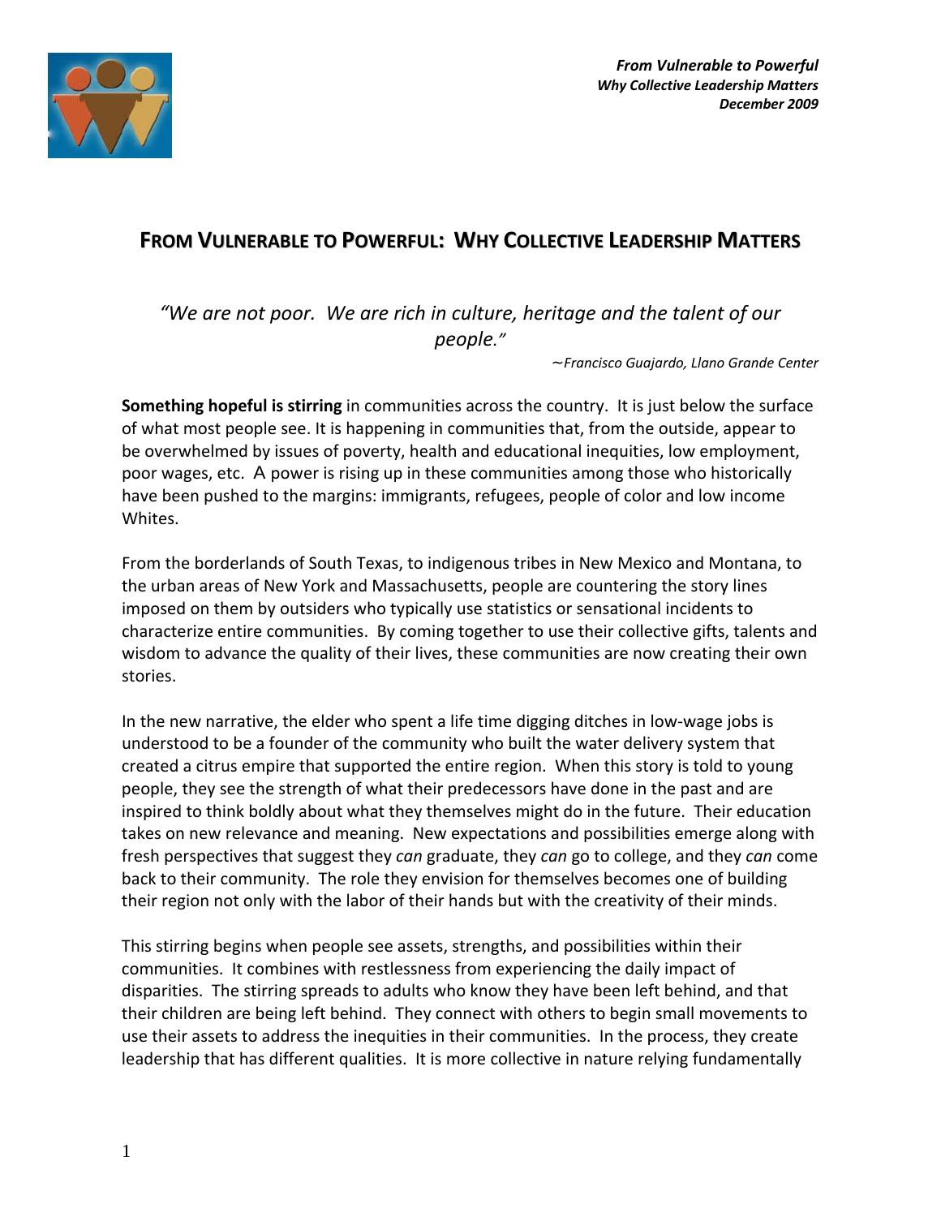# From Vulnerable to Powerful: Why Collective Leadership Matters

*"We are not poor. We are rich in culture, heritage and the talent of our people."*

*~Francisco Guajardo, Llano Grande Center*

**Something hopeful is stirring** in communities across the country. It is just below the surface of what most people see. It is happening in communities that, from the outside, appear to be overwhelmed by issues of poverty, health and educational inequities, low employment, poor wages, etc. A power is rising up in these communities among those who historically have been pushed to the margins: immigrants, refugees, people of color and low income Whites.

From the borderlands of South Texas, to indigenous tribes in New Mexico and Montana, to the urban areas of New York and Massachusetts, people are countering the story lines imposed on them by outsiders who typically use statistics or sensational incidents to characterize entire communities. By coming together to use their collective gifts, talents and wisdom to advance the quality of their lives, these communities are now creating their own stories.

In the new narrative, the elder who spent a life time digging ditches in low-wage jobs is understood to be a founder of the community who built the water delivery system that created a citrus empire that supported the entire region. When this story is told to young people, they see the strength of what their predecessors have done in the past and are inspired to think boldly about what they themselves might do in the future. Their education takes on new relevance and meaning. New expectations and possibilities emerge along with fresh perspectives that suggest they *can* graduate, they *can* go to college, and they *can* come back to their community. The role they envision for themselves becomes one of building their region not only with the labor of their hands but with the creativity of their minds.

This stirring begins when people see assets, strengths, and possibilities within their communities. It combines with restlessness from experiencing the daily impact of disparities. The stirring spreads to adults who know they have been left behind, and that their children are being left behind. They connect with others to begin small movements to use their assets to address the inequities in their communities. In the process, they create leadership that has different qualities. It is more collective in nature relying fundamentally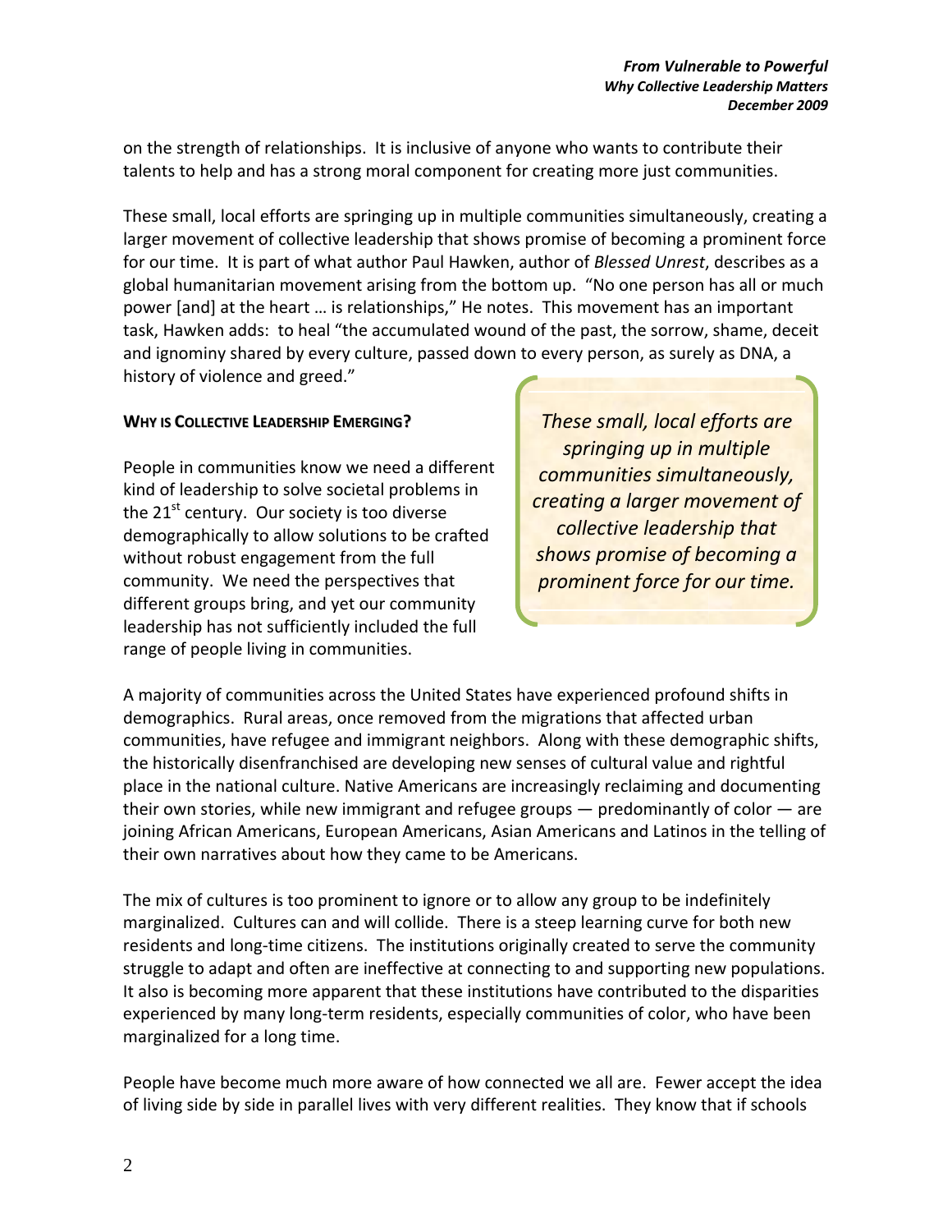on the strength of relationships. It is inclusive of anyone who wants to contribute their talents to help and has a strong moral component for creating more just communities.

These small, local efforts are springing up in multiple communities simultaneously, creating a larger movement of collective leadership that shows promise of becoming a prominent force for our time. It is part of what author Paul Hawken, author of *Blessed Unrest*, describes as a global humanitarian movement arising from the bottom up. "No one person has all or much power [and] at the heart … is relationships," He notes. This movement has an important task, Hawken adds: to heal "the accumulated wound of the past, the sorrow, shame, deceit and ignominy shared by every culture, passed down to every person, as surely as DNA, a history of violence and greed."

> *These small, local efforts are springing up in multiple communities simultaneously, creating a larger movement of collective leadership that shows promise of becoming a prominent force for our time.*

**WHY IS COLLECTIVE LEADERSHIP EMERGING?**

People in communities know we need a different kind of leadership to solve societal problems in the 21st century. Our society is too diverse demographically to allow solutions to be crafted without robust engagement from the full community. We need the perspectives that different groups bring, and yet our community leadership has not sufficiently included the full range of people living in communities.

A majority of communities across the United States have experienced profound shifts in demographics. Rural areas, once removed from the migrations that affected urban communities, have refugee and immigrant neighbors. Along with these demographic shifts, the historically disenfranchised are developing new senses of cultural value and rightful place in the national culture. Native Americans are increasingly reclaiming and documenting their own stories, while new immigrant and refugee groups — predominantly of color — are joining African Americans, European Americans, Asian Americans and Latinos in the telling of their own narratives about how they came to be Americans.

The mix of cultures is too prominent to ignore or to allow any group to be indefinitely marginalized. Cultures can and will collide. There is a steep learning curve for both new residents and long-time citizens. The institutions originally created to serve the community struggle to adapt and often are ineffective at connecting to and supporting new populations. It also is becoming more apparent that these institutions have contributed to the disparities experienced by many long-term residents, especially communities of color, who have been marginalized for a long time.

People have become much more aware of how connected we all are. Fewer accept the idea of living side by side in parallel lives with very different realities. They know that if schools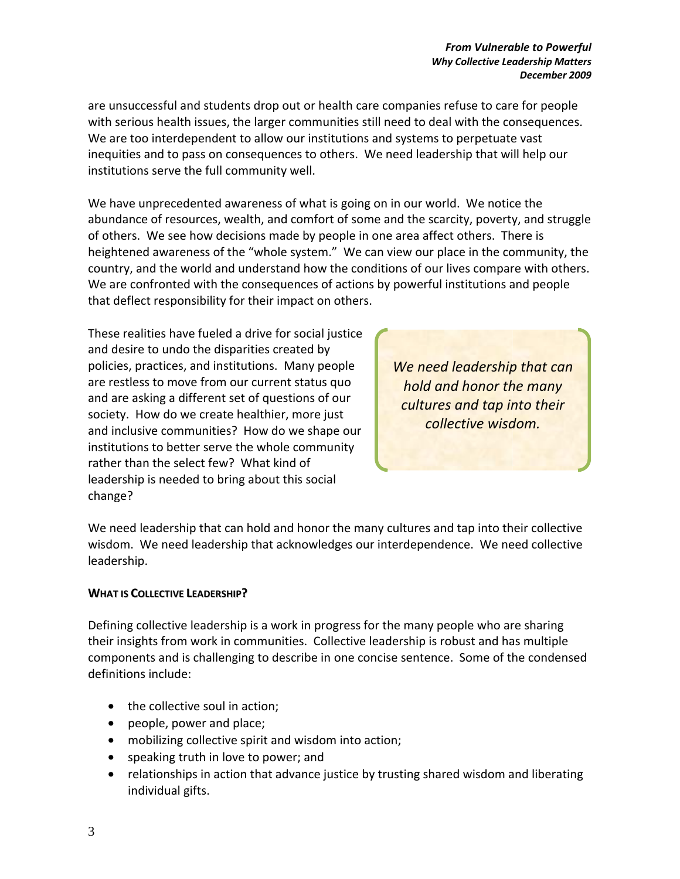are unsuccessful and students drop out or health care companies refuse to care for people with serious health issues, the larger communities still need to deal with the consequences. We are too interdependent to allow our institutions and systems to perpetuate vast inequities and to pass on consequences to others. We need leadership that will help our institutions serve the full community well.

We have unprecedented awareness of what is going on in our world. We notice the abundance of resources, wealth, and comfort of some and the scarcity, poverty, and struggle of others. We see how decisions made by people in one area affect others. There is heightened awareness of the "whole system." We can view our place in the community, the country, and the world and understand how the conditions of our lives compare with others. We are confronted with the consequences of actions by powerful institutions and people that deflect responsibility for their impact on others.

These realities have fueled a drive for social justice and desire to undo the disparities created by policies, practices, and institutions. Many people are restless to move from our current status quo and are asking a different set of questions of our society. How do we create healthier, more just and inclusive communities? How do we shape our institutions to better serve the whole community rather than the select few? What kind of leadership is needed to bring about this social change?

> *We need leadership that can hold and honor the many cultures and tap into their collective wisdom.*

We need leadership that can hold and honor the many cultures and tap into their collective wisdom. We need leadership that acknowledges our interdependence. We need collective leadership.

## **What is Collective Leadership?**

Defining collective leadership is a work in progress for the many people who are sharing their insights from work in communities. Collective leadership is robust and has multiple components and is challenging to describe in one concise sentence. Some of the condensed definitions include:

- the collective soul in action;
- people, power and place;
- mobilizing collective spirit and wisdom into action;
- speaking truth in love to power; and
- relationships in action that advance justice by trusting shared wisdom and liberating individual gifts.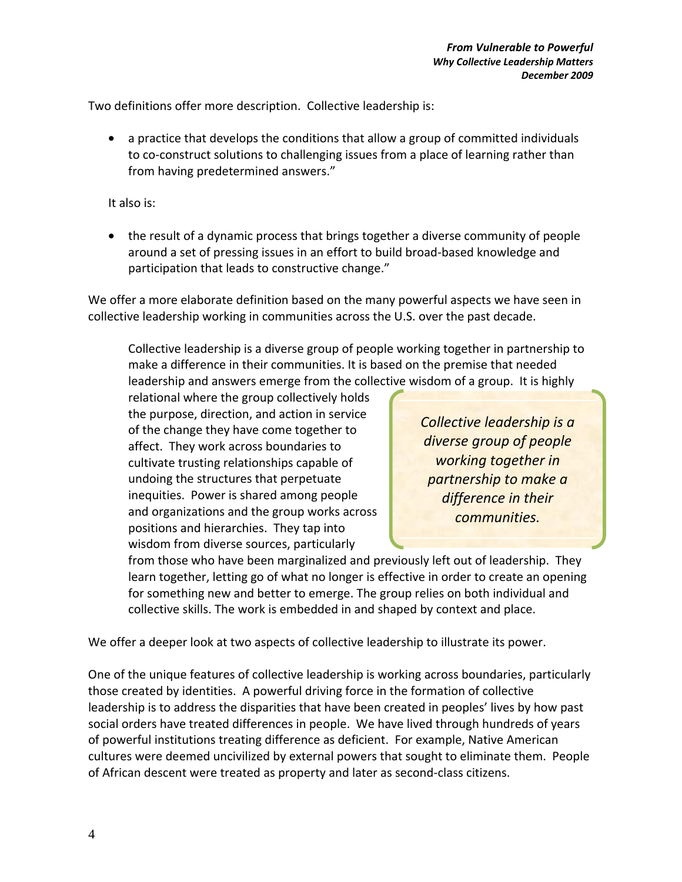Two definitions offer more description. Collective leadership is:

- a practice that develops the conditions that allow a group of committed individuals to co-construct solutions to challenging issues from a place of learning rather than from having predetermined answers."

It also is:

- the result of a dynamic process that brings together a diverse community of people around a set of pressing issues in an effort to build broad-based knowledge and participation that leads to constructive change."

We offer a more elaborate definition based on the many powerful aspects we have seen in collective leadership working in communities across the U.S. over the past decade.

> Collective leadership is a diverse group of people working together in partnership to make a difference in their communities. It is based on the premise that needed leadership and answers emerge from the collective wisdom of a group. It is highly relational where the group collectively holds the purpose, direction, and action in service of the change they have come together to affect. They work across boundaries to cultivate trusting relationships capable of undoing the structures that perpetuate inequities. Power is shared among people and organizations and the group works across positions and hierarchies. They tap into wisdom from diverse sources, particularly from those who have been marginalized and previously left out of leadership. They learn together, letting go of what no longer is effective in order to create an opening for something new and better to emerge. The group relies on both individual and collective skills. The work is embedded in and shaped by context and place.

*Collective leadership is a diverse group of people working together in partnership to make a difference in their communities.*

We offer a deeper look at two aspects of collective leadership to illustrate its power.

One of the unique features of collective leadership is working across boundaries, particularly those created by identities. A powerful driving force in the formation of collective leadership is to address the disparities that have been created in peoples' lives by how past social orders have treated differences in people. We have lived through hundreds of years of powerful institutions treating difference as deficient. For example, Native American cultures were deemed uncivilized by external powers that sought to eliminate them. People of African descent were treated as property and later as second-class citizens.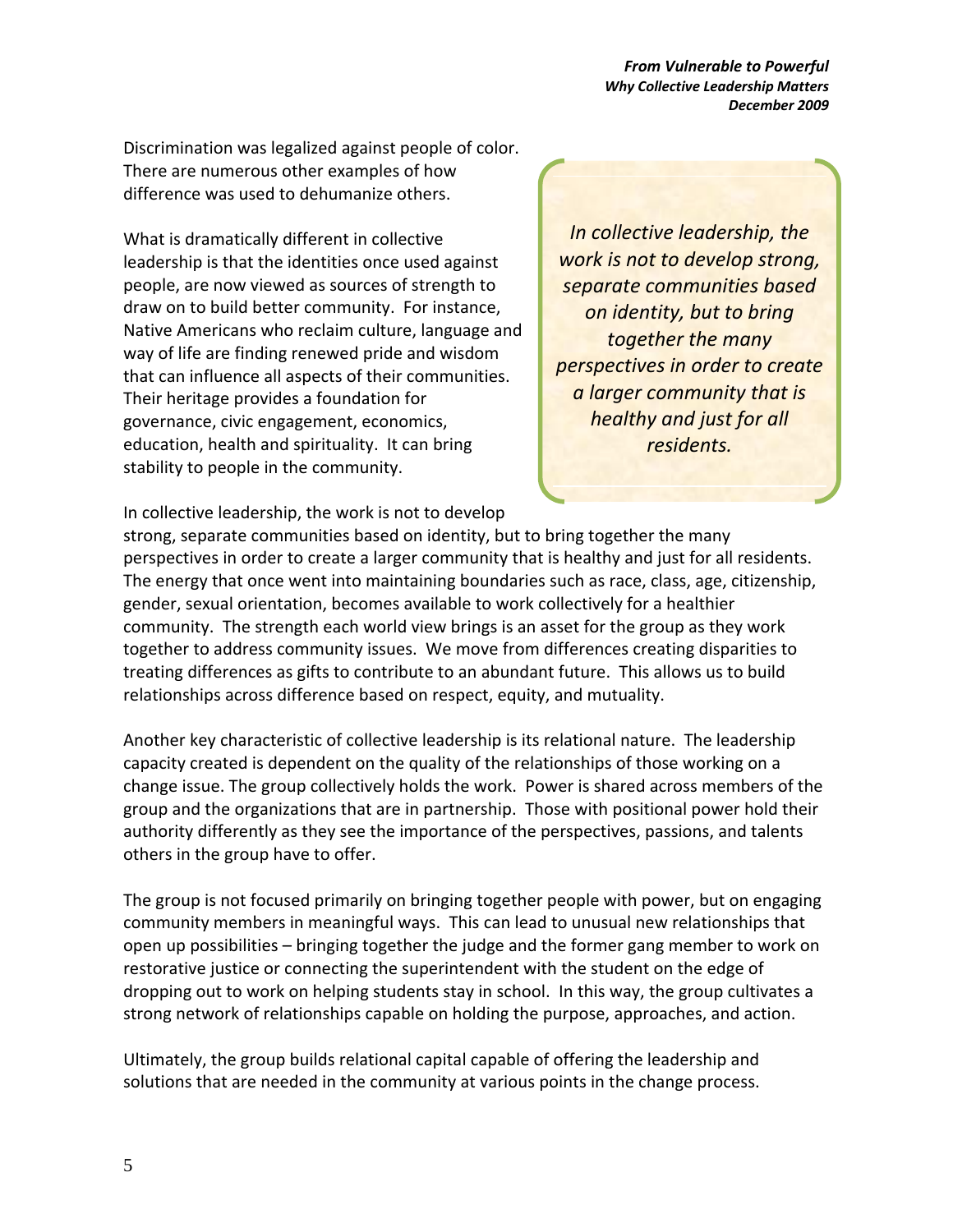Discrimination was legalized against people of color. There are numerous other examples of how difference was used to dehumanize others.

What is dramatically different in collective leadership is that the identities once used against people, are now viewed as sources of strength to draw on to build better community. For instance, Native Americans who reclaim culture, language and way of life are finding renewed pride and wisdom that can influence all aspects of their communities. Their heritage provides a foundation for governance, civic engagement, economics, education, health and spirituality. It can bring stability to people in the community.

> *In collective leadership, the work is not to develop strong, separate communities based on identity, but to bring together the many perspectives in order to create a larger community that is healthy and just for all residents.*

In collective leadership, the work is not to develop strong, separate communities based on identity, but to bring together the many perspectives in order to create a larger community that is healthy and just for all residents. The energy that once went into maintaining boundaries such as race, class, age, citizenship, gender, sexual orientation, becomes available to work collectively for a healthier community. The strength each world view brings is an asset for the group as they work together to address community issues. We move from differences creating disparities to treating differences as gifts to contribute to an abundant future. This allows us to build relationships across difference based on respect, equity, and mutuality.

Another key characteristic of collective leadership is its relational nature. The leadership capacity created is dependent on the quality of the relationships of those working on a change issue. The group collectively holds the work. Power is shared across members of the group and the organizations that are in partnership. Those with positional power hold their authority differently as they see the importance of the perspectives, passions, and talents others in the group have to offer.

The group is not focused primarily on bringing together people with power, but on engaging community members in meaningful ways. This can lead to unusual new relationships that open up possibilities – bringing together the judge and the former gang member to work on restorative justice or connecting the superintendent with the student on the edge of dropping out to work on helping students stay in school. In this way, the group cultivates a strong network of relationships capable on holding the purpose, approaches, and action.

Ultimately, the group builds relational capital capable of offering the leadership and solutions that are needed in the community at various points in the change process.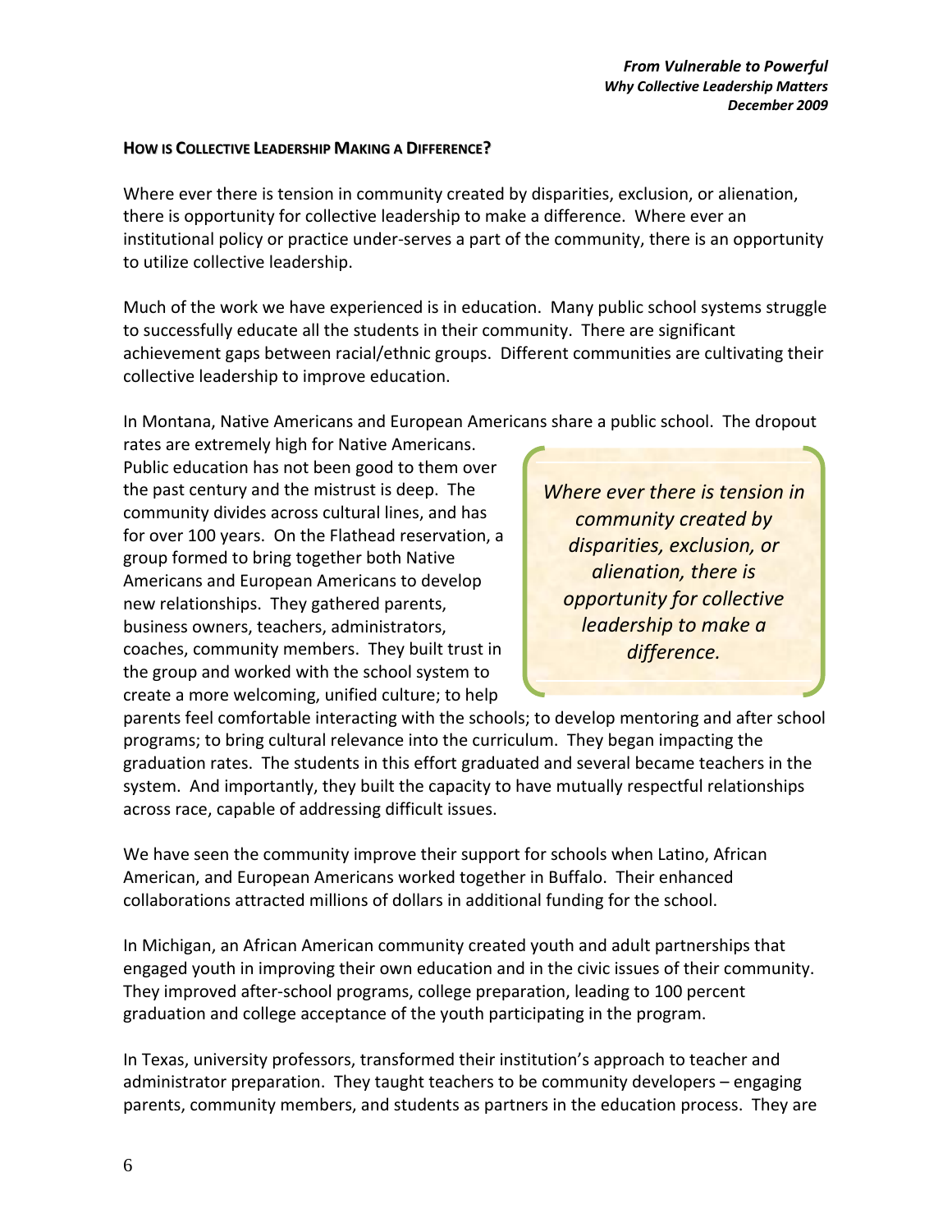## HOW IS COLLECTIVE LEADERSHIP MAKING A DIFFERENCE?

Where ever there is tension in community created by disparities, exclusion, or alienation, there is opportunity for collective leadership to make a difference. Where ever an institutional policy or practice under-serves a part of the community, there is an opportunity to utilize collective leadership.

Much of the work we have experienced is in education. Many public school systems struggle to successfully educate all the students in their community. There are significant achievement gaps between racial/ethnic groups. Different communities are cultivating their collective leadership to improve education.

In Montana, Native Americans and European Americans share a public school. The dropout rates are extremely high for Native Americans. Public education has not been good to them over the past century and the mistrust is deep. The community divides across cultural lines, and has for over 100 years. On the Flathead reservation, a group formed to bring together both Native Americans and European Americans to develop new relationships. They gathered parents, business owners, teachers, administrators, coaches, community members. They built trust in the group and worked with the school system to create a more welcoming, unified culture; to help parents feel comfortable interacting with the schools; to develop mentoring and after school programs; to bring cultural relevance into the curriculum. They began impacting the graduation rates. The students in this effort graduated and several became teachers in the system. And importantly, they built the capacity to have mutually respectful relationships across race, capable of addressing difficult issues.

> *Where ever there is tension in community created by disparities, exclusion, or alienation, there is opportunity for collective leadership to make a difference.*

We have seen the community improve their support for schools when Latino, African American, and European Americans worked together in Buffalo. Their enhanced collaborations attracted millions of dollars in additional funding for the school.

In Michigan, an African American community created youth and adult partnerships that engaged youth in improving their own education and in the civic issues of their community. They improved after-school programs, college preparation, leading to 100 percent graduation and college acceptance of the youth participating in the program.

In Texas, university professors, transformed their institution's approach to teacher and administrator preparation. They taught teachers to be community developers – engaging parents, community members, and students as partners in the education process. They are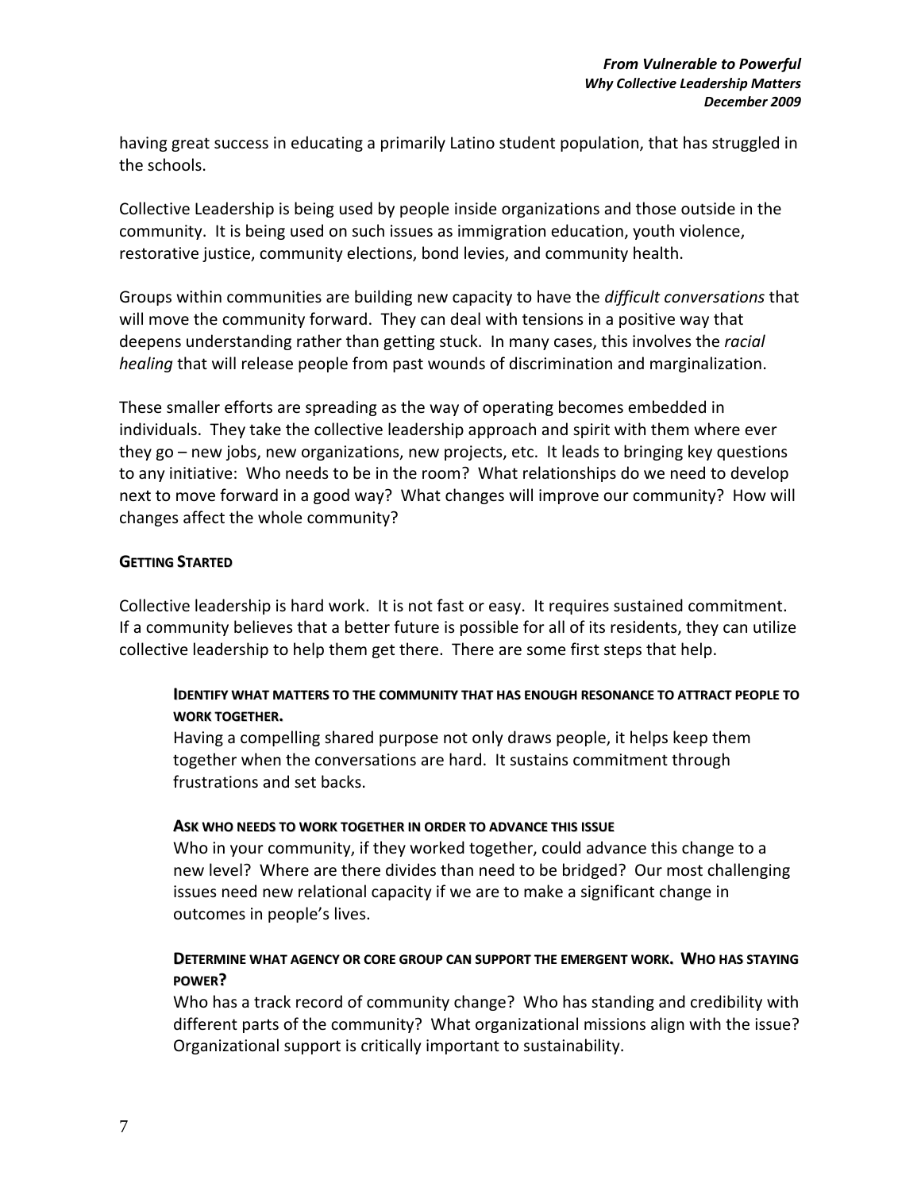having great success in educating a primarily Latino student population, that has struggled in the schools.

Collective Leadership is being used by people inside organizations and those outside in the community. It is being used on such issues as immigration education, youth violence, restorative justice, community elections, bond levies, and community health.

Groups within communities are building new capacity to have the *difficult conversations* that will move the community forward. They can deal with tensions in a positive way that deepens understanding rather than getting stuck. In many cases, this involves the *racial healing* that will release people from past wounds of discrimination and marginalization.

These smaller efforts are spreading as the way of operating becomes embedded in individuals. They take the collective leadership approach and spirit with them where ever they go – new jobs, new organizations, new projects, etc. It leads to bringing key questions to any initiative: Who needs to be in the room? What relationships do we need to develop next to move forward in a good way? What changes will improve our community? How will changes affect the whole community?

## GETTING STARTED

Collective leadership is hard work. It is not fast or easy. It requires sustained commitment. If a community believes that a better future is possible for all of its residents, they can utilize collective leadership to help them get there. There are some first steps that help.

### IDENTIFY WHAT MATTERS TO THE COMMUNITY THAT HAS ENOUGH RESONANCE TO ATTRACT PEOPLE TO WORK TOGETHER.

Having a compelling shared purpose not only draws people, it helps keep them together when the conversations are hard. It sustains commitment through frustrations and set backs.

### ASK WHO NEEDS TO WORK TOGETHER IN ORDER TO ADVANCE THIS ISSUE

Who in your community, if they worked together, could advance this change to a new level? Where are there divides than need to be bridged? Our most challenging issues need new relational capacity if we are to make a significant change in outcomes in people's lives.

### DETERMINE WHAT AGENCY OR CORE GROUP CAN SUPPORT THE EMERGENT WORK. WHO HAS STAYING POWER?

Who has a track record of community change? Who has standing and credibility with different parts of the community? What organizational missions align with the issue? Organizational support is critically important to sustainability.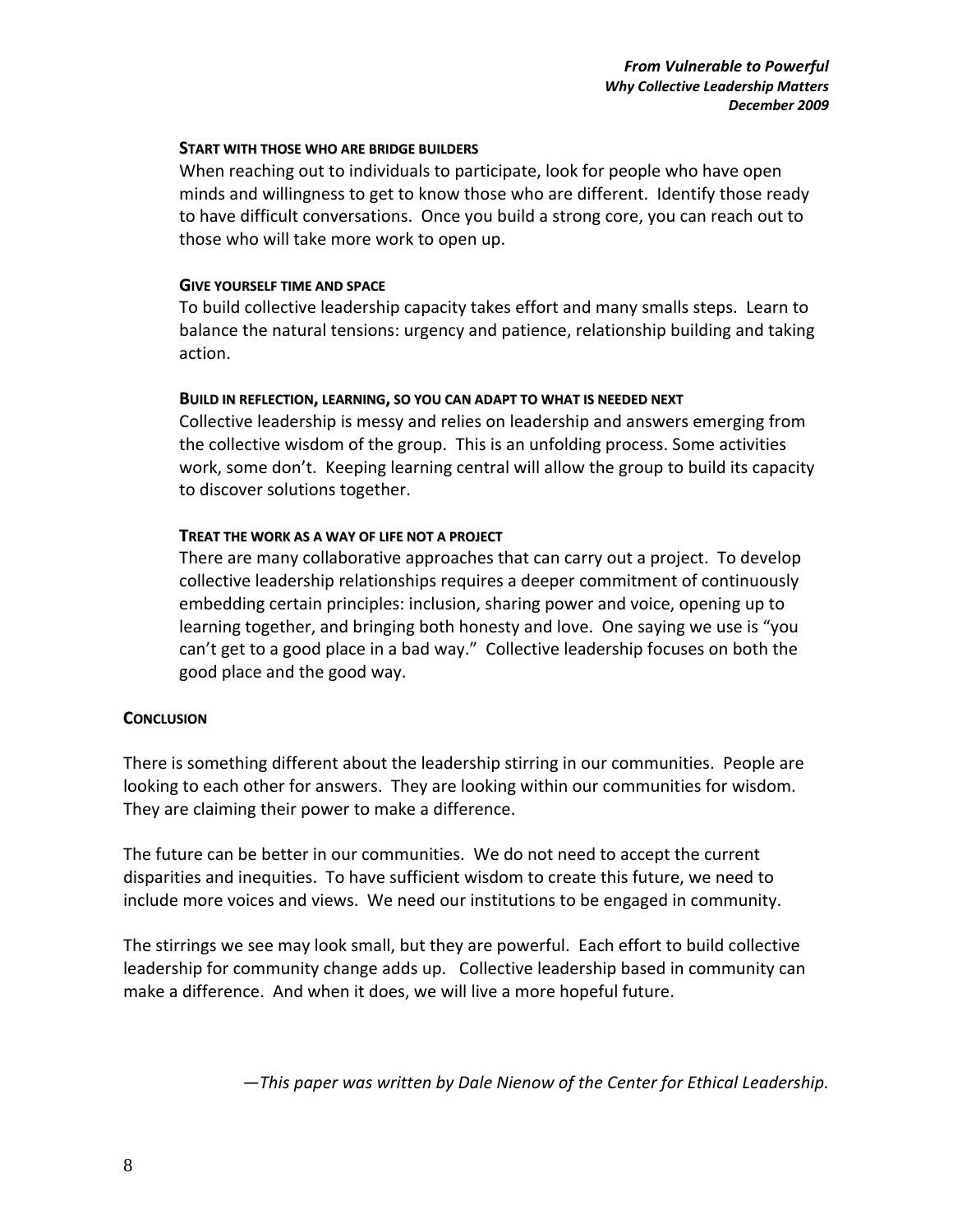#### Start with those who are bridge builders

When reaching out to individuals to participate, look for people who have open minds and willingness to get to know those who are different. Identify those ready to have difficult conversations. Once you build a strong core, you can reach out to those who will take more work to open up.

#### Give yourself time and space

To build collective leadership capacity takes effort and many smalls steps. Learn to balance the natural tensions: urgency and patience, relationship building and taking action.

#### Build in reflection, learning, so you can adapt to what is needed next

Collective leadership is messy and relies on leadership and answers emerging from the collective wisdom of the group. This is an unfolding process. Some activities work, some don't. Keeping learning central will allow the group to build its capacity to discover solutions together.

#### Treat the work as a way of life not a project

There are many collaborative approaches that can carry out a project. To develop collective leadership relationships requires a deeper commitment of continuously embedding certain principles: inclusion, sharing power and voice, opening up to learning together, and bringing both honesty and love. One saying we use is "you can't get to a good place in a bad way." Collective leadership focuses on both the good place and the good way.

## Conclusion

There is something different about the leadership stirring in our communities. People are looking to each other for answers. They are looking within our communities for wisdom. They are claiming their power to make a difference.

The future can be better in our communities. We do not need to accept the current disparities and inequities. To have sufficient wisdom to create this future, we need to include more voices and views. We need our institutions to be engaged in community.

The stirrings we see may look small, but they are powerful. Each effort to build collective leadership for community change adds up. Collective leadership based in community can make a difference. And when it does, we will live a more hopeful future.

*—This paper was written by Dale Nienow of the Center for Ethical Leadership.*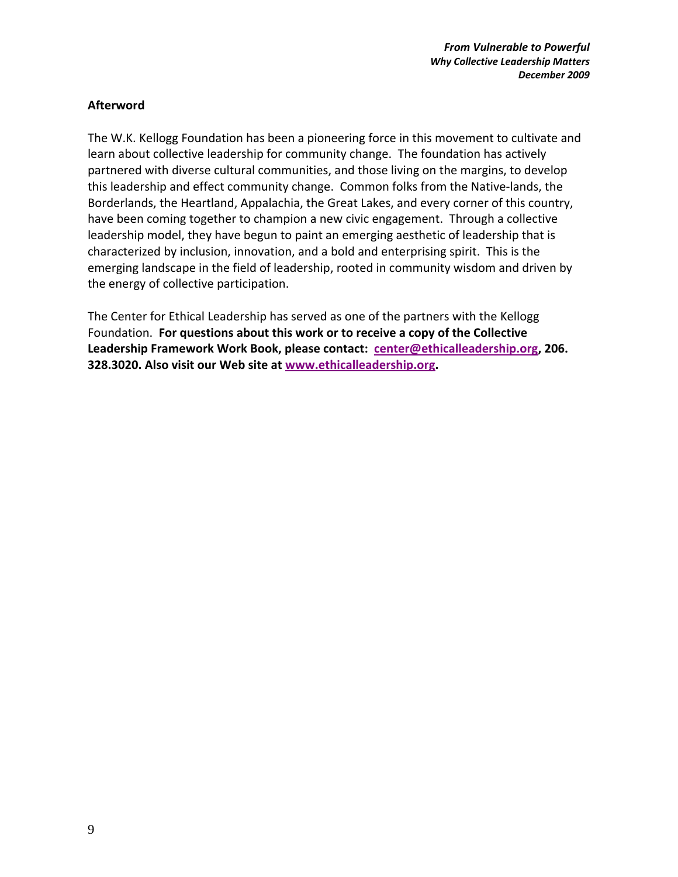## Afterword

The W.K. Kellogg Foundation has been a pioneering force in this movement to cultivate and learn about collective leadership for community change. The foundation has actively partnered with diverse cultural communities, and those living on the margins, to develop this leadership and effect community change. Common folks from the Native-lands, the Borderlands, the Heartland, Appalachia, the Great Lakes, and every corner of this country, have been coming together to champion a new civic engagement. Through a collective leadership model, they have begun to paint an emerging aesthetic of leadership that is characterized by inclusion, innovation, and a bold and enterprising spirit. This is the emerging landscape in the field of leadership, rooted in community wisdom and driven by the energy of collective participation.

The Center for Ethical Leadership has served as one of the partners with the Kellogg Foundation. **For questions about this work or to receive a copy of the Collective Leadership Framework Work Book, please contact: center@ethicalleadership.org, 206. 328.3020. Also visit our Web site at www.ethicalleadership.org.**